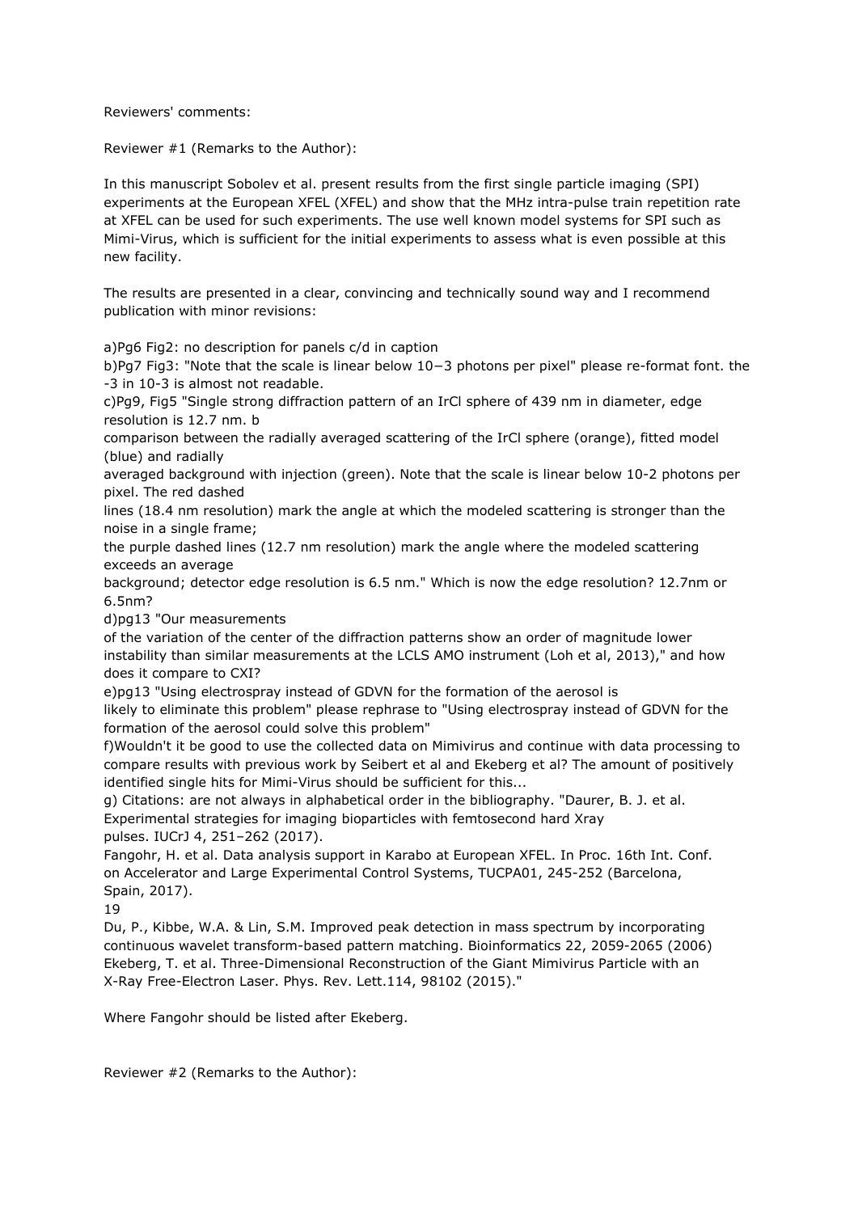Reviewers' comments:

Reviewer #1 (Remarks to the Author):

In this manuscript Sobolev et al. present results from the first single particle imaging (SPI) experiments at the European XFEL (XFEL) and show that the MHz intra-pulse train repetition rate at XFEL can be used for such experiments. The use well known model systems for SPI such as Mimi-Virus, which is sufficient for the initial experiments to assess what is even possible at this new facility.

The results are presented in a clear, convincing and technically sound way and I recommend publication with minor revisions:

a)Pg6 Fig2: no description for panels c/d in caption

b)Pg7 Fig3: "Note that the scale is linear below $10^{-3}$ photons per pixel" please re-format font. the -3 in 10-3 is almost not readable.

c)Pg9, Fig5 "Single strong diffraction pattern of an IrCl sphere of 439 nm in diameter, edge resolution is 12.7 nm. b
comparison between the radially averaged scattering of the IrCl sphere (orange), fitted model (blue) and radially
averaged background with injection (green). Note that the scale is linear below 10-2 photons per pixel. The red dashed
lines (18.4 nm resolution) mark the angle at which the modeled scattering is stronger than the noise in a single frame;
the purple dashed lines (12.7 nm resolution) mark the angle where the modeled scattering exceeds an average
background; detector edge resolution is 6.5 nm." Which is now the edge resolution? 12.7nm or 6.5nm?

d)pg13 "Our measurements
of the variation of the center of the diffraction patterns show an order of magnitude lower instability than similar measurements at the LCLS AMO instrument (Loh et al, 2013)," and how does it compare to CXI?

e)pg13 "Using electrospray instead of GDVN for the formation of the aerosol is
likely to eliminate this problem" please rephrase to "Using electrospray instead of GDVN for the formation of the aerosol could solve this problem"

f)Wouldn't it be good to use the collected data on Mimivirus and continue with data processing to compare results with previous work by Seibert et al and Ekeberg et al? The amount of positively identified single hits for Mimi-Virus should be sufficient for this...

g) Citations: are not always in alphabetical order in the bibliography. "Daurer, B. J. et al. Experimental strategies for imaging bioparticles with femtosecond hard Xray
pulses. IUCrJ 4, 251–262 (2017).
Fangohr, H. et al. Data analysis support in Karabo at European XFEL. In Proc. 16th Int. Conf. on Accelerator and Large Experimental Control Systems, TUCPA01, 245-252 (Barcelona, Spain, 2017).
19
Du, P., Kibbe, W.A. & Lin, S.M. Improved peak detection in mass spectrum by incorporating continuous wavelet transform-based pattern matching. Bioinformatics 22, 2059-2065 (2006)
Ekeberg, T. et al. Three-Dimensional Reconstruction of the Giant Mimivirus Particle with an X-Ray Free-Electron Laser. Phys. Rev. Lett.114, 98102 (2015)."

Where Fangohr should be listed after Ekeberg.

Reviewer #2 (Remarks to the Author):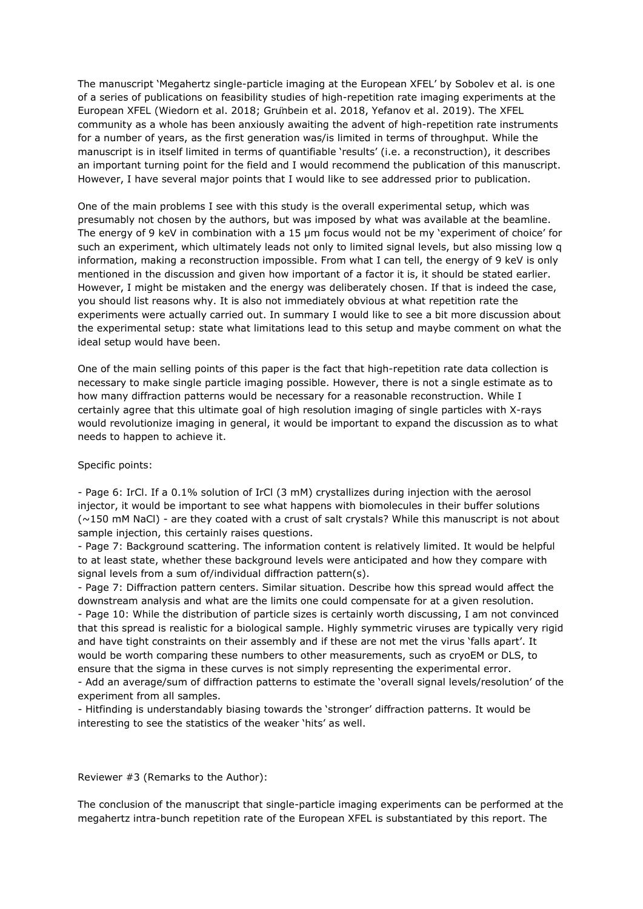The manuscript 'Megahertz single-particle imaging at the European XFEL' by Sobolev et al. is one of a series of publications on feasibility studies of high-repetition rate imaging experiments at the European XFEL (Wiedorn et al. 2018; Grünbein et al. 2018, Yefanov et al. 2019). The XFEL community as a whole has been anxiously awaiting the advent of high-repetition rate instruments for a number of years, as the first generation was/is limited in terms of throughput. While the manuscript is in itself limited in terms of quantifiable 'results' (i.e. a reconstruction), it describes an important turning point for the field and I would recommend the publication of this manuscript. However, I have several major points that I would like to see addressed prior to publication.

One of the main problems I see with this study is the overall experimental setup, which was presumably not chosen by the authors, but was imposed by what was available at the beamline. The energy of 9 keV in combination with a 15 μm focus would not be my 'experiment of choice' for such an experiment, which ultimately leads not only to limited signal levels, but also missing low q information, making a reconstruction impossible. From what I can tell, the energy of 9 keV is only mentioned in the discussion and given how important of a factor it is, it should be stated earlier. However, I might be mistaken and the energy was deliberately chosen. If that is indeed the case, you should list reasons why. It is also not immediately obvious at what repetition rate the experiments were actually carried out. In summary I would like to see a bit more discussion about the experimental setup: state what limitations lead to this setup and maybe comment on what the ideal setup would have been.

One of the main selling points of this paper is the fact that high-repetition rate data collection is necessary to make single particle imaging possible. However, there is not a single estimate as to how many diffraction patterns would be necessary for a reasonable reconstruction. While I certainly agree that this ultimate goal of high resolution imaging of single particles with X-rays would revolutionize imaging in general, it would be important to expand the discussion as to what needs to happen to achieve it.

Specific points:

- Page 6: IrCl. If a 0.1% solution of IrCl (3 mM) crystallizes during injection with the aerosol injector, it would be important to see what happens with biomolecules in their buffer solutions (~150 mM NaCl) - are they coated with a crust of salt crystals? While this manuscript is not about sample injection, this certainly raises questions.
- Page 7: Background scattering. The information content is relatively limited. It would be helpful to at least state, whether these background levels were anticipated and how they compare with signal levels from a sum of/individual diffraction pattern(s).
- Page 7: Diffraction pattern centers. Similar situation. Describe how this spread would affect the downstream analysis and what are the limits one could compensate for at a given resolution.
- Page 10: While the distribution of particle sizes is certainly worth discussing, I am not convinced that this spread is realistic for a biological sample. Highly symmetric viruses are typically very rigid and have tight constraints on their assembly and if these are not met the virus 'falls apart'. It would be worth comparing these numbers to other measurements, such as cryoEM or DLS, to ensure that the sigma in these curves is not simply representing the experimental error.
- Add an average/sum of diffraction patterns to estimate the 'overall signal levels/resolution' of the experiment from all samples.
- Hitfinding is understandably biasing towards the 'stronger' diffraction patterns. It would be interesting to see the statistics of the weaker 'hits' as well.

Reviewer #3 (Remarks to the Author):

The conclusion of the manuscript that single-particle imaging experiments can be performed at the megahertz intra-bunch repetition rate of the European XFEL is substantiated by this report. The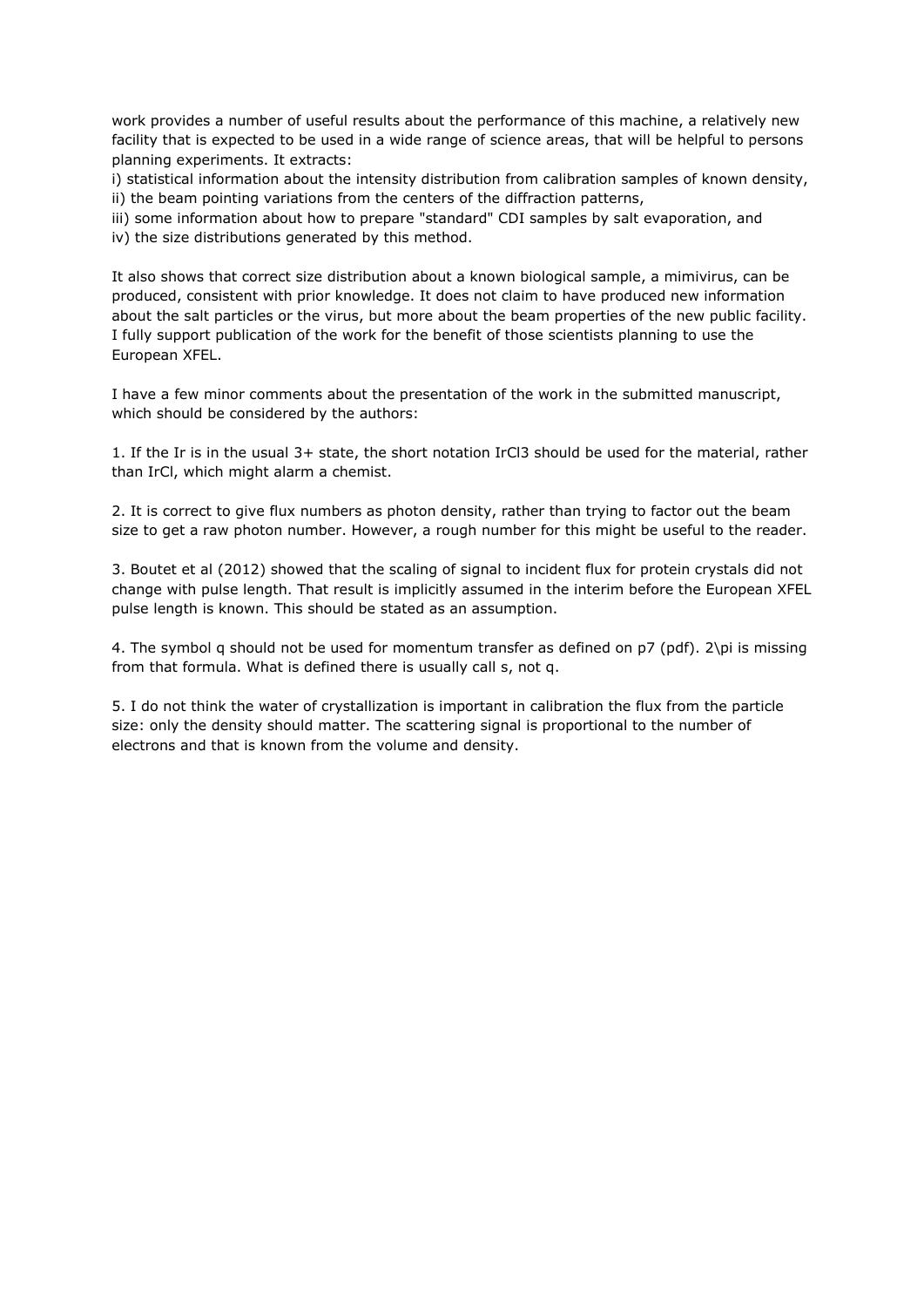work provides a number of useful results about the performance of this machine, a relatively new facility that is expected to be used in a wide range of science areas, that will be helpful to persons planning experiments. It extracts:
i) statistical information about the intensity distribution from calibration samples of known density,
ii) the beam pointing variations from the centers of the diffraction patterns,
iii) some information about how to prepare "standard" CDI samples by salt evaporation, and
iv) the size distributions generated by this method.

It also shows that correct size distribution about a known biological sample, a mimivirus, can be produced, consistent with prior knowledge. It does not claim to have produced new information about the salt particles or the virus, but more about the beam properties of the new public facility. I fully support publication of the work for the benefit of those scientists planning to use the European XFEL.

I have a few minor comments about the presentation of the work in the submitted manuscript, which should be considered by the authors:

1. If the Ir is in the usual 3+ state, the short notation $IrCl_3$ should be used for the material, rather than IrCl, which might alarm a chemist.

2. It is correct to give flux numbers as photon density, rather than trying to factor out the beam size to get a raw photon number. However, a rough number for this might be useful to the reader.

3. Boutet et al (2012) showed that the scaling of signal to incident flux for protein crystals did not change with pulse length. That result is implicitly assumed in the interim before the European XFEL pulse length is known. This should be stated as an assumption.

4. The symbol q should not be used for momentum transfer as defined on p7 (pdf). $2\pi$ is missing from that formula. What is defined there is usually call s, not q.

5. I do not think the water of crystallization is important in calibration the flux from the particle size: only the density should matter. The scattering signal is proportional to the number of electrons and that is known from the volume and density.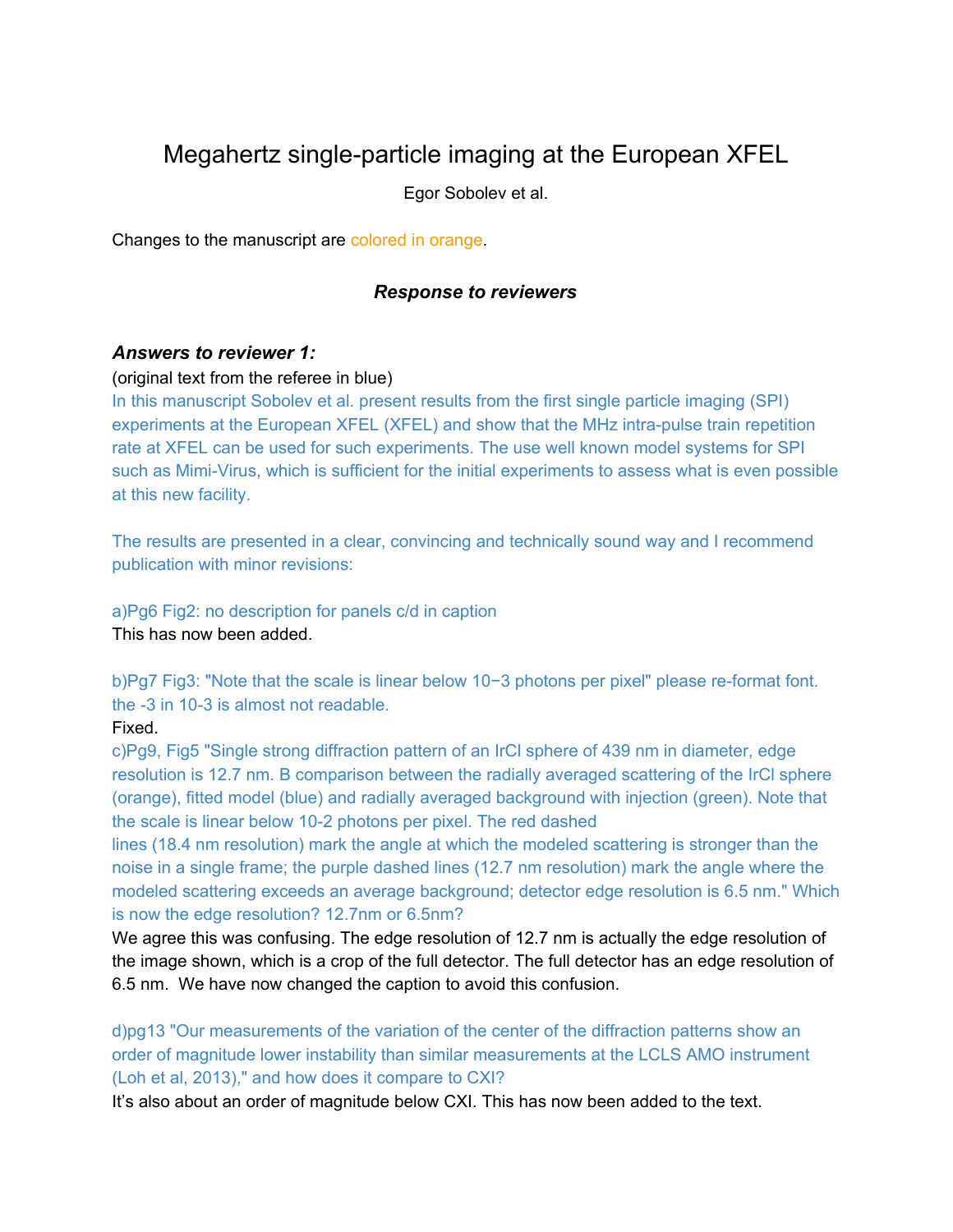# Megahertz single-particle imaging at the European XFEL

Egor Sobolev et al.

Changes to the manuscript are colored in orange.

### *Response to reviewers*

### *Answers to reviewer 1:*

(original text from the referee in blue)

In this manuscript Sobolev et al. present results from the first single particle imaging (SPI) experiments at the European XFEL (XFEL) and show that the MHz intra-pulse train repetition rate at XFEL can be used for such experiments. The use well known model systems for SPI such as Mimi-Virus, which is sufficient for the initial experiments to assess what is even possible at this new facility.

The results are presented in a clear, convincing and technically sound way and I recommend publication with minor revisions:

a)Pg6 Fig2: no description for panels c/d in caption

This has now been added.

b)Pg7 Fig3: "Note that the scale is linear below 10−3 photons per pixel" please re-format font. the -3 in 10-3 is almost not readable.

Fixed.

c)Pg9, Fig5 "Single strong diffraction pattern of an IrCl sphere of 439 nm in diameter, edge resolution is 12.7 nm. B comparison between the radially averaged scattering of the IrCl sphere (orange), fitted model (blue) and radially averaged background with injection (green). Note that the scale is linear below 10-2 photons per pixel. The red dashed lines (18.4 nm resolution) mark the angle at which the modeled scattering is stronger than the noise in a single frame; the purple dashed lines (12.7 nm resolution) mark the angle where the modeled scattering exceeds an average background; detector edge resolution is 6.5 nm." Which is now the edge resolution? 12.7nm or 6.5nm?

We agree this was confusing. The edge resolution of 12.7 nm is actually the edge resolution of the image shown, which is a crop of the full detector. The full detector has an edge resolution of 6.5 nm. We have now changed the caption to avoid this confusion.

d)pg13 "Our measurements of the variation of the center of the diffraction patterns show an order of magnitude lower instability than similar measurements at the LCLS AMO instrument (Loh et al, 2013)," and how does it compare to CXI?

It's also about an order of magnitude below CXI. This has now been added to the text.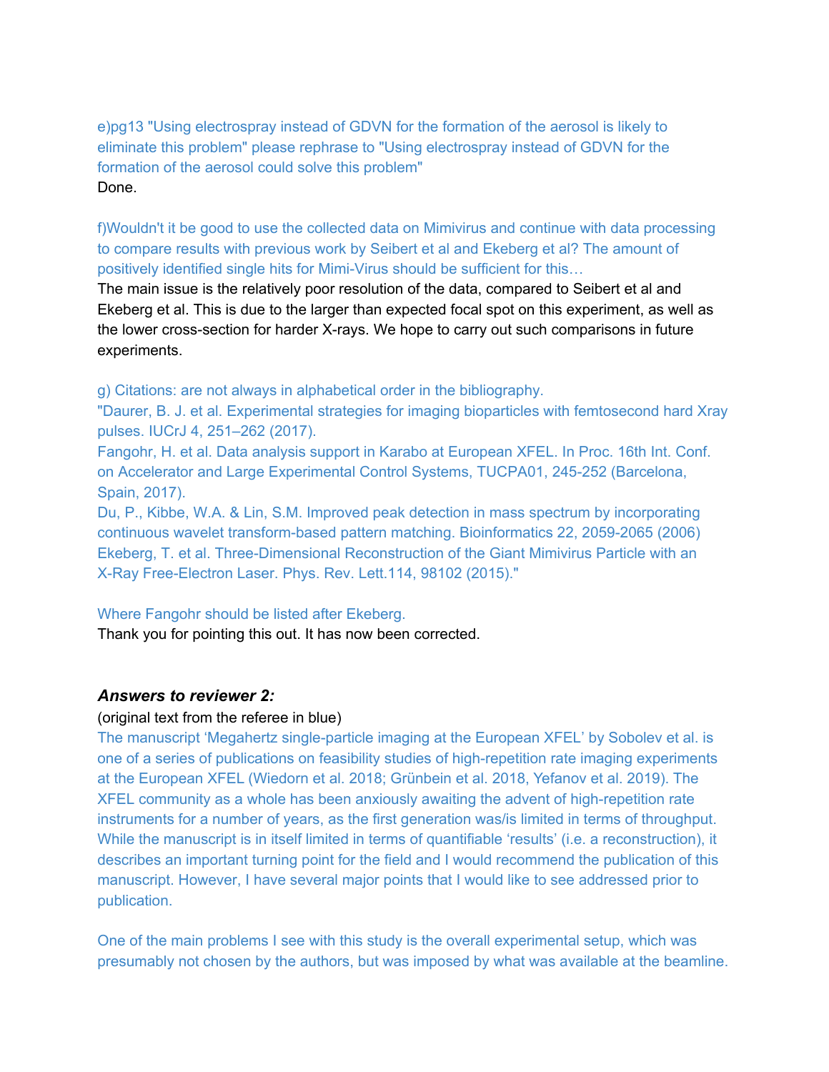e)pg13 "Using electrospray instead of GDVN for the formation of the aerosol is likely to eliminate this problem" please rephrase to "Using electrospray instead of GDVN for the formation of the aerosol could solve this problem"

Done.

f)Wouldn't it be good to use the collected data on Mimivirus and continue with data processing to compare results with previous work by Seibert et al and Ekeberg et al? The amount of positively identified single hits for Mimi-Virus should be sufficient for this…

The main issue is the relatively poor resolution of the data, compared to Seibert et al and Ekeberg et al. This is due to the larger than expected focal spot on this experiment, as well as the lower cross-section for harder X-rays. We hope to carry out such comparisons in future experiments.

g) Citations: are not always in alphabetical order in the bibliography.

"Daurer, B. J. et al. Experimental strategies for imaging bioparticles with femtosecond hard Xray pulses. IUCrJ 4, 251–262 (2017).

Fangohr, H. et al. Data analysis support in Karabo at European XFEL. In Proc. 16th Int. Conf. on Accelerator and Large Experimental Control Systems, TUCPA01, 245-252 (Barcelona, Spain, 2017).

Du, P., Kibbe, W.A. & Lin, S.M. Improved peak detection in mass spectrum by incorporating continuous wavelet transform-based pattern matching. Bioinformatics 22, 2059-2065 (2006)

Ekeberg, T. et al. Three-Dimensional Reconstruction of the Giant Mimivirus Particle with an X-Ray Free-Electron Laser. Phys. Rev. Lett.114, 98102 (2015)."

Where Fangohr should be listed after Ekeberg.

Thank you for pointing this out. It has now been corrected.

### *Answers to reviewer 2:*

(original text from the referee in blue)

The manuscript 'Megahertz single-particle imaging at the European XFEL' by Sobolev et al. is one of a series of publications on feasibility studies of high-repetition rate imaging experiments at the European XFEL (Wiedorn et al. 2018; Grünbein et al. 2018, Yefanov et al. 2019). The XFEL community as a whole has been anxiously awaiting the advent of high-repetition rate instruments for a number of years, as the first generation was/is limited in terms of throughput. While the manuscript is in itself limited in terms of quantifiable 'results' (i.e. a reconstruction), it describes an important turning point for the field and I would recommend the publication of this manuscript. However, I have several major points that I would like to see addressed prior to publication.

One of the main problems I see with this study is the overall experimental setup, which was presumably not chosen by the authors, but was imposed by what was available at the beamline.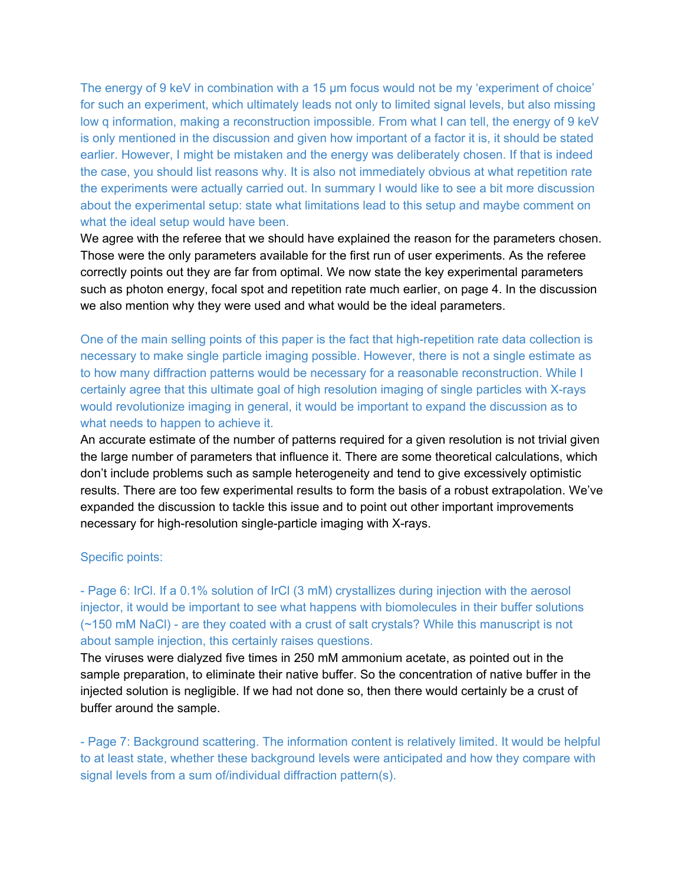The energy of 9 keV in combination with a 15 μm focus would not be my 'experiment of choice' for such an experiment, which ultimately leads not only to limited signal levels, but also missing low q information, making a reconstruction impossible. From what I can tell, the energy of 9 keV is only mentioned in the discussion and given how important of a factor it is, it should be stated earlier. However, I might be mistaken and the energy was deliberately chosen. If that is indeed the case, you should list reasons why. It is also not immediately obvious at what repetition rate the experiments were actually carried out. In summary I would like to see a bit more discussion about the experimental setup: state what limitations lead to this setup and maybe comment on what the ideal setup would have been.

We agree with the referee that we should have explained the reason for the parameters chosen. Those were the only parameters available for the first run of user experiments. As the referee correctly points out they are far from optimal. We now state the key experimental parameters such as photon energy, focal spot and repetition rate much earlier, on page 4. In the discussion we also mention why they were used and what would be the ideal parameters.

One of the main selling points of this paper is the fact that high-repetition rate data collection is necessary to make single particle imaging possible. However, there is not a single estimate as to how many diffraction patterns would be necessary for a reasonable reconstruction. While I certainly agree that this ultimate goal of high resolution imaging of single particles with X-rays would revolutionize imaging in general, it would be important to expand the discussion as to what needs to happen to achieve it.

An accurate estimate of the number of patterns required for a given resolution is not trivial given the large number of parameters that influence it. There are some theoretical calculations, which don't include problems such as sample heterogeneity and tend to give excessively optimistic results. There are too few experimental results to form the basis of a robust extrapolation. We've expanded the discussion to tackle this issue and to point out other important improvements necessary for high-resolution single-particle imaging with X-rays.

Specific points:

- Page 6: IrCl. If a 0.1% solution of IrCl (3 mM) crystallizes during injection with the aerosol injector, it would be important to see what happens with biomolecules in their buffer solutions (~150 mM NaCl) - are they coated with a crust of salt crystals? While this manuscript is not about sample injection, this certainly raises questions.

The viruses were dialyzed five times in 250 mM ammonium acetate, as pointed out in the sample preparation, to eliminate their native buffer. So the concentration of native buffer in the injected solution is negligible. If we had not done so, then there would certainly be a crust of buffer around the sample.

- Page 7: Background scattering. The information content is relatively limited. It would be helpful to at least state, whether these background levels were anticipated and how they compare with signal levels from a sum of/individual diffraction pattern(s).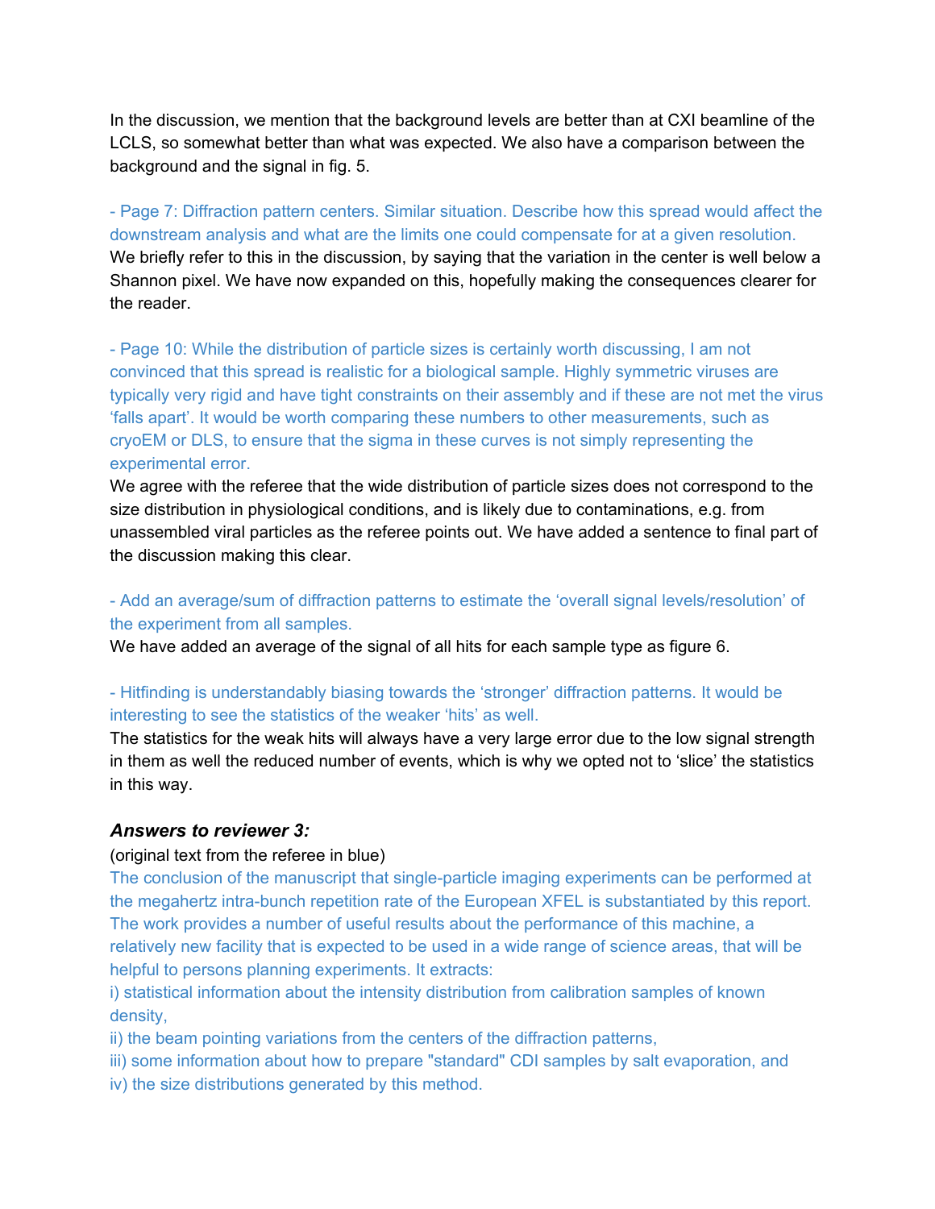In the discussion, we mention that the background levels are better than at CXI beamline of the LCLS, so somewhat better than what was expected. We also have a comparison between the background and the signal in fig. 5.

- Page 7: Diffraction pattern centers. Similar situation. Describe how this spread would affect the downstream analysis and what are the limits one could compensate for at a given resolution.

We briefly refer to this in the discussion, by saying that the variation in the center is well below a Shannon pixel. We have now expanded on this, hopefully making the consequences clearer for the reader.

- Page 10: While the distribution of particle sizes is certainly worth discussing, I am not convinced that this spread is realistic for a biological sample. Highly symmetric viruses are typically very rigid and have tight constraints on their assembly and if these are not met the virus 'falls apart'. It would be worth comparing these numbers to other measurements, such as cryoEM or DLS, to ensure that the sigma in these curves is not simply representing the experimental error.

We agree with the referee that the wide distribution of particle sizes does not correspond to the size distribution in physiological conditions, and is likely due to contaminations, e.g. from unassembled viral particles as the referee points out. We have added a sentence to final part of the discussion making this clear.

- Add an average/sum of diffraction patterns to estimate the 'overall signal levels/resolution' of the experiment from all samples.

We have added an average of the signal of all hits for each sample type as figure 6.

- Hitfinding is understandably biasing towards the 'stronger' diffraction patterns. It would be interesting to see the statistics of the weaker 'hits' as well.

The statistics for the weak hits will always have a very large error due to the low signal strength in them as well the reduced number of events, which is why we opted not to 'slice' the statistics in this way.

### *Answers to reviewer 3:*

(original text from the referee in blue)

The conclusion of the manuscript that single-particle imaging experiments can be performed at the megahertz intra-bunch repetition rate of the European XFEL is substantiated by this report. The work provides a number of useful results about the performance of this machine, a relatively new facility that is expected to be used in a wide range of science areas, that will be helpful to persons planning experiments. It extracts:

i) statistical information about the intensity distribution from calibration samples of known density,

ii) the beam pointing variations from the centers of the diffraction patterns,

iii) some information about how to prepare "standard" CDI samples by salt evaporation, and

iv) the size distributions generated by this method.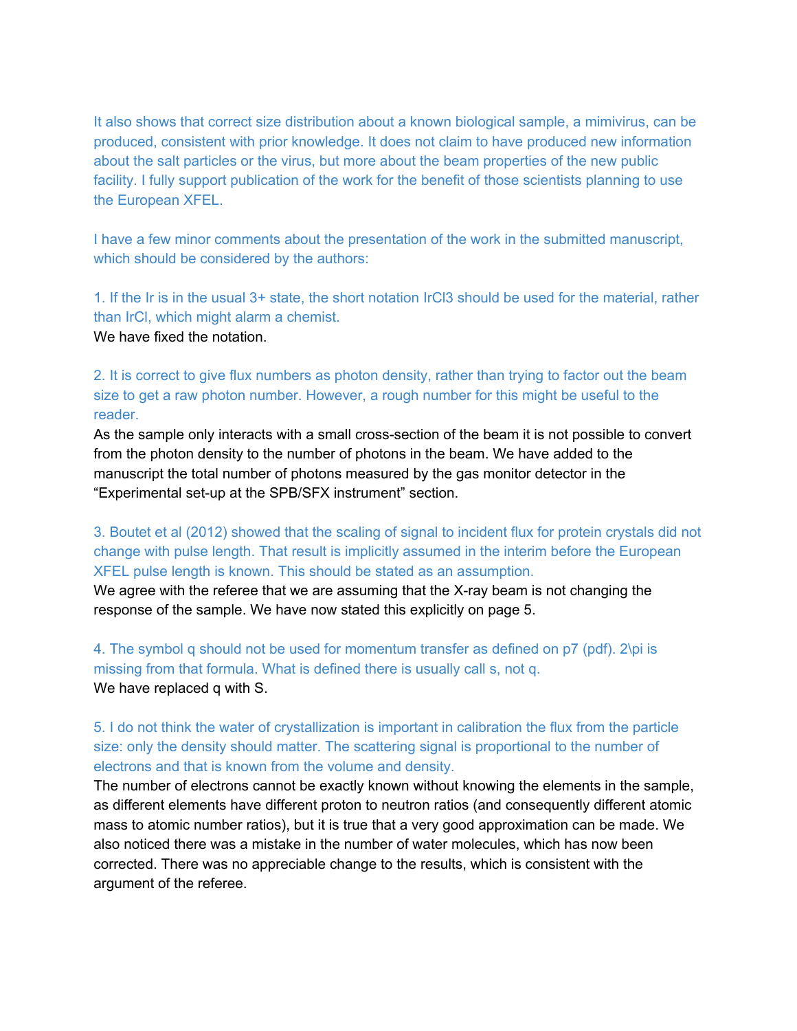It also shows that correct size distribution about a known biological sample, a mimivirus, can be produced, consistent with prior knowledge. It does not claim to have produced new information about the salt particles or the virus, but more about the beam properties of the new public facility. I fully support publication of the work for the benefit of those scientists planning to use the European XFEL.

I have a few minor comments about the presentation of the work in the submitted manuscript, which should be considered by the authors:

1. If the Ir is in the usual 3+ state, the short notation $IrCl_3$ should be used for the material, rather than IrCl, which might alarm a chemist.

We have fixed the notation.

2. It is correct to give flux numbers as photon density, rather than trying to factor out the beam size to get a raw photon number. However, a rough number for this might be useful to the reader.

As the sample only interacts with a small cross-section of the beam it is not possible to convert from the photon density to the number of photons in the beam. We have added to the manuscript the total number of photons measured by the gas monitor detector in the "Experimental set-up at the SPB/SFX instrument" section.

3. Boutet et al (2012) showed that the scaling of signal to incident flux for protein crystals did not change with pulse length. That result is implicitly assumed in the interim before the European XFEL pulse length is known. This should be stated as an assumption.

We agree with the referee that we are assuming that the X-ray beam is not changing the response of the sample. We have now stated this explicitly on page 5.

4. The symbol q should not be used for momentum transfer as defined on p7 (pdf). 2\pi is missing from that formula. What is defined there is usually call s, not q.

We have replaced q with S.

5. I do not think the water of crystallization is important in calibration the flux from the particle size: only the density should matter. The scattering signal is proportional to the number of electrons and that is known from the volume and density.

The number of electrons cannot be exactly known without knowing the elements in the sample, as different elements have different proton to neutron ratios (and consequently different atomic mass to atomic number ratios), but it is true that a very good approximation can be made. We also noticed there was a mistake in the number of water molecules, which has now been corrected. There was no appreciable change to the results, which is consistent with the argument of the referee.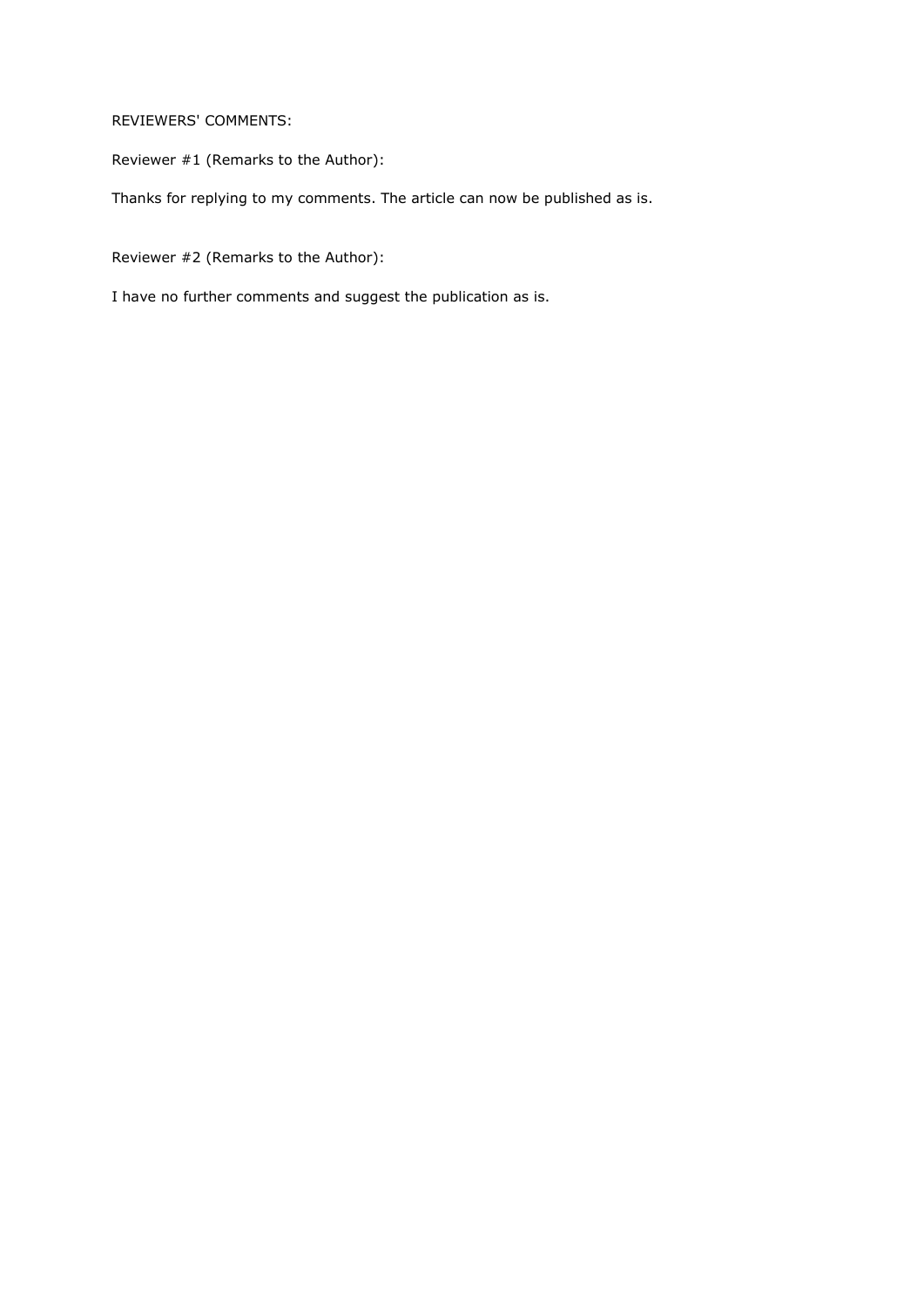REVIEWERS' COMMENTS:

Reviewer #1 (Remarks to the Author):

Thanks for replying to my comments. The article can now be published as is.

Reviewer #2 (Remarks to the Author):

I have no further comments and suggest the publication as is.